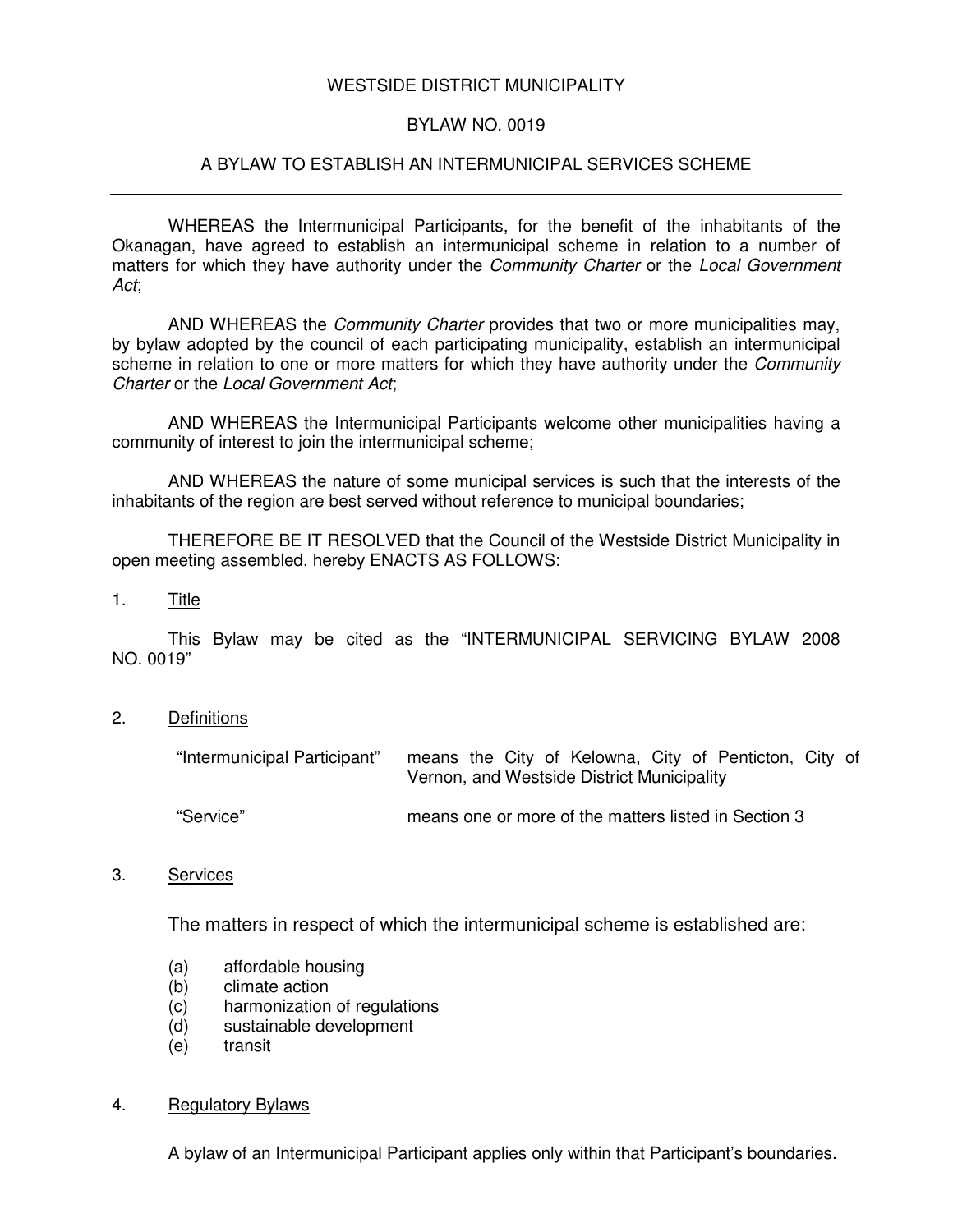# WESTSIDE DISTRICT MUNICIPALITY

## BYLAW NO. 0019

## A BYLAW TO ESTABLISH AN INTERMUNICIPAL SERVICES SCHEME

---

WHEREAS the Intermunicipal Participants, for the benefit of the inhabitants of the Okanagan, have agreed to establish an intermunicipal scheme in relation to a number of matters for which they have authority under the *Community Charter* or the *Local Government Act*;

AND WHEREAS the *Community Charter* provides that two or more municipalities may, by bylaw adopted by the council of each participating municipality, establish an intermunicipal scheme in relation to one or more matters for which they have authority under the *Community Charter* or the *Local Government Act*;

AND WHEREAS the Intermunicipal Participants welcome other municipalities having a community of interest to join the intermunicipal scheme;

AND WHEREAS the nature of some municipal services is such that the interests of the inhabitants of the region are best served without reference to municipal boundaries;

THEREFORE BE IT RESOLVED that the Council of the Westside District Municipality in open meeting assembled, hereby ENACTS AS FOLLOWS:

1. Title

This Bylaw may be cited as the "INTERMUNICIPAL SERVICING BYLAW 2008 NO. 0019"

2. Definitions

| | |
|---|---|
| "Intermunicipal Participant" | means the City of Kelowna, City of Penticton, City of Vernon, and Westside District Municipality |
| "Service" | means one or more of the matters listed in Section 3 |

3. Services

The matters in respect of which the intermunicipal scheme is established are:

(a) affordable housing
(b) climate action
(c) harmonization of regulations
(d) sustainable development
(e) transit

4. Regulatory Bylaws

A bylaw of an Intermunicipal Participant applies only within that Participant's boundaries.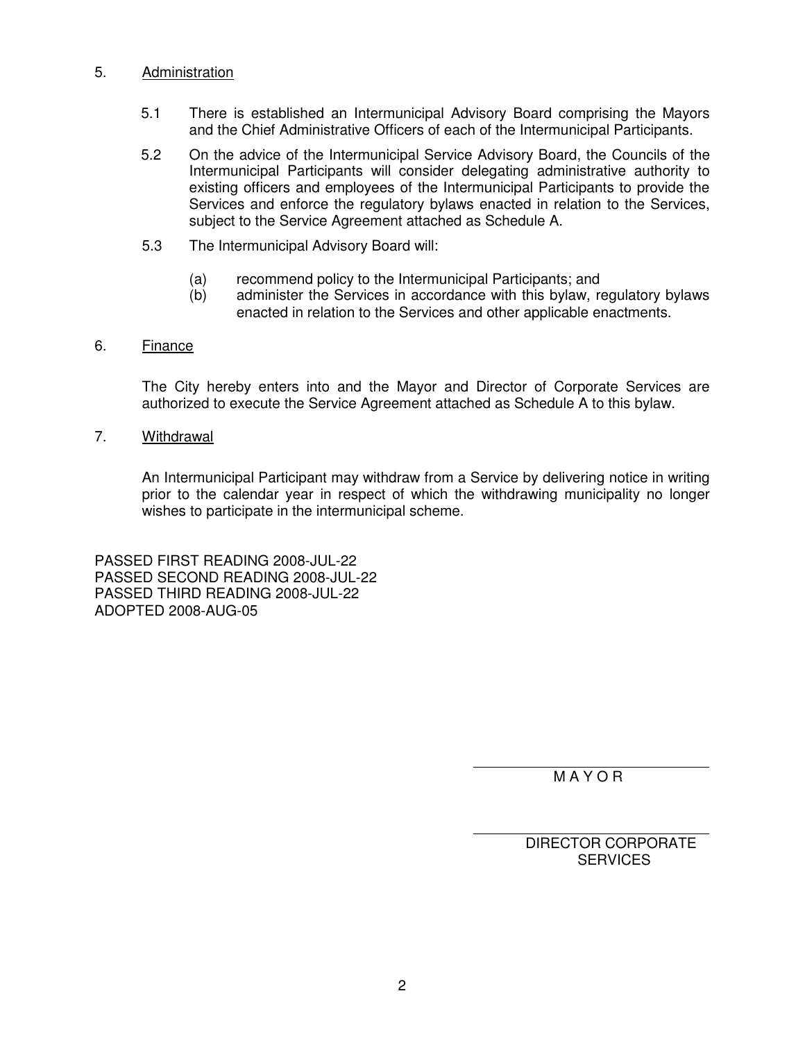5. <u>Administration</u>

5.1 There is established an Intermunicipal Advisory Board comprising the Mayors and the Chief Administrative Officers of each of the Intermunicipal Participants.

5.2 On the advice of the Intermunicipal Service Advisory Board, the Councils of the Intermunicipal Participants will consider delegating administrative authority to existing officers and employees of the Intermunicipal Participants to provide the Services and enforce the regulatory bylaws enacted in relation to the Services, subject to the Service Agreement attached as Schedule A.

5.3 The Intermunicipal Advisory Board will:

(a) recommend policy to the Intermunicipal Participants; and
(b) administer the Services in accordance with this bylaw, regulatory bylaws enacted in relation to the Services and other applicable enactments.

6. <u>Finance</u>

The City hereby enters into and the Mayor and Director of Corporate Services are authorized to execute the Service Agreement attached as Schedule A to this bylaw.

7. <u>Withdrawal</u>

An Intermunicipal Participant may withdraw from a Service by delivering notice in writing prior to the calendar year in respect of which the withdrawing municipality no longer wishes to participate in the intermunicipal scheme.

PASSED FIRST READING 2008-JUL-22
PASSED SECOND READING 2008-JUL-22
PASSED THIRD READING 2008-JUL-22
ADOPTED 2008-AUG-05

M A Y O R

DIRECTOR CORPORATE SERVICES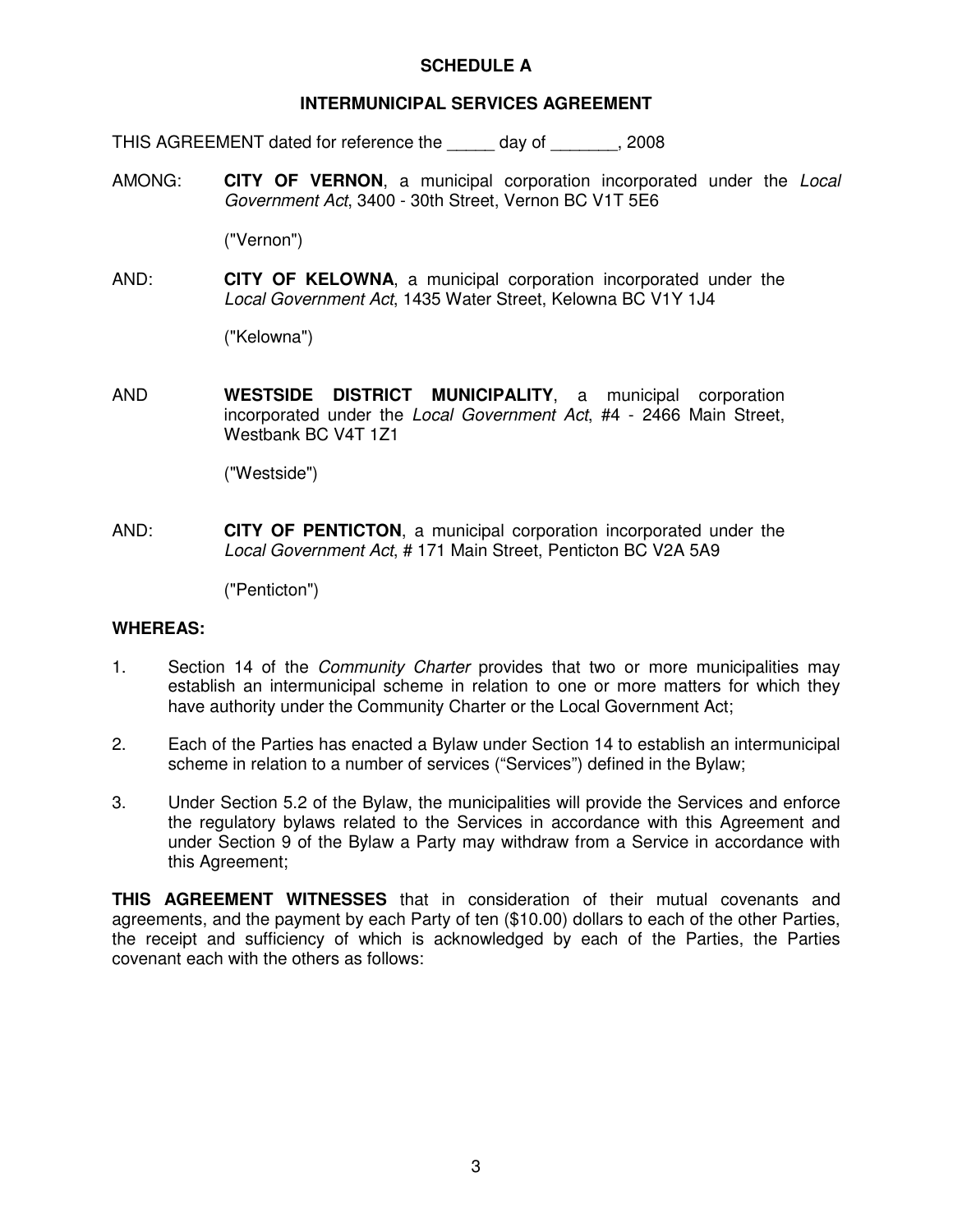**SCHEDULE A**

**INTERMUNICIPAL SERVICES AGREEMENT**

THIS AGREEMENT dated for reference the _____ day of _______, 2008

AMONG: **CITY OF VERNON**, a municipal corporation incorporated under the *Local Government Act*, 3400 - 30th Street, Vernon BC V1T 5E6

("Vernon")

AND: **CITY OF KELOWNA**, a municipal corporation incorporated under the *Local Government Act*, 1435 Water Street, Kelowna BC V1Y 1J4

("Kelowna")

AND **WESTSIDE DISTRICT MUNICIPALITY**, a municipal corporation incorporated under the *Local Government Act*, #4 - 2466 Main Street, Westbank BC V4T 1Z1

("Westside")

AND: **CITY OF PENTICTON**, a municipal corporation incorporated under the *Local Government Act*, # 171 Main Street, Penticton BC V2A 5A9

("Penticton")

**WHEREAS:**

1. Section 14 of the *Community Charter* provides that two or more municipalities may establish an intermunicipal scheme in relation to one or more matters for which they have authority under the Community Charter or the Local Government Act;

2. Each of the Parties has enacted a Bylaw under Section 14 to establish an intermunicipal scheme in relation to a number of services ("Services") defined in the Bylaw;

3. Under Section 5.2 of the Bylaw, the municipalities will provide the Services and enforce the regulatory bylaws related to the Services in accordance with this Agreement and under Section 9 of the Bylaw a Party may withdraw from a Service in accordance with this Agreement;

**THIS AGREEMENT WITNESSES** that in consideration of their mutual covenants and agreements, and the payment by each Party of ten ($10.00) dollars to each of the other Parties, the receipt and sufficiency of which is acknowledged by each of the Parties, the Parties covenant each with the others as follows: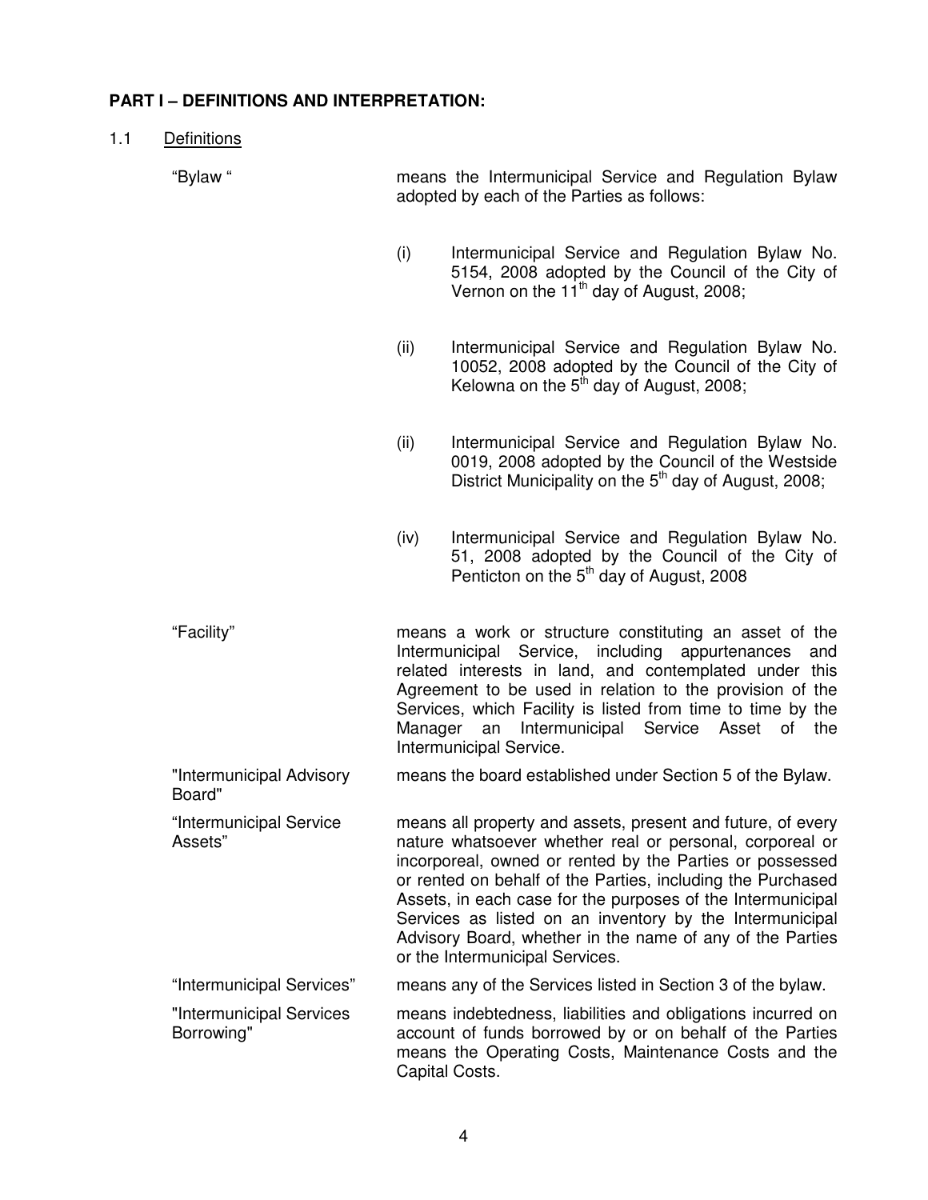## PART I – DEFINITIONS AND INTERPRETATION:

1.1 Definitions

**"Bylaw "** means the Intermunicipal Service and Regulation Bylaw adopted by each of the Parties as follows:

(i) Intermunicipal Service and Regulation Bylaw No. 5154, 2008 adopted by the Council of the City of Vernon on the 11th day of August, 2008;

(ii) Intermunicipal Service and Regulation Bylaw No. 10052, 2008 adopted by the Council of the City of Kelowna on the 5th day of August, 2008;

(ii) Intermunicipal Service and Regulation Bylaw No. 0019, 2008 adopted by the Council of the Westside District Municipality on the 5th day of August, 2008;

(iv) Intermunicipal Service and Regulation Bylaw No. 51, 2008 adopted by the Council of the City of Penticton on the 5th day of August, 2008

**"Facility"** means a work or structure constituting an asset of the Intermunicipal Service, including appurtenances and related interests in land, and contemplated under this Agreement to be used in relation to the provision of the Services, which Facility is listed from time to time by the Manager an Intermunicipal Service Asset of the Intermunicipal Service.

**"Intermunicipal Advisory Board"** means the board established under Section 5 of the Bylaw.

**"Intermunicipal Service Assets"** means all property and assets, present and future, of every nature whatsoever whether real or personal, corporeal or incorporeal, owned or rented by the Parties or possessed or rented on behalf of the Parties, including the Purchased Assets, in each case for the purposes of the Intermunicipal Services as listed on an inventory by the Intermunicipal Advisory Board, whether in the name of any of the Parties or the Intermunicipal Services.

**"Intermunicipal Services"** means any of the Services listed in Section 3 of the bylaw.

**"Intermunicipal Services Borrowing"** means indebtedness, liabilities and obligations incurred on account of funds borrowed by or on behalf of the Parties means the Operating Costs, Maintenance Costs and the Capital Costs.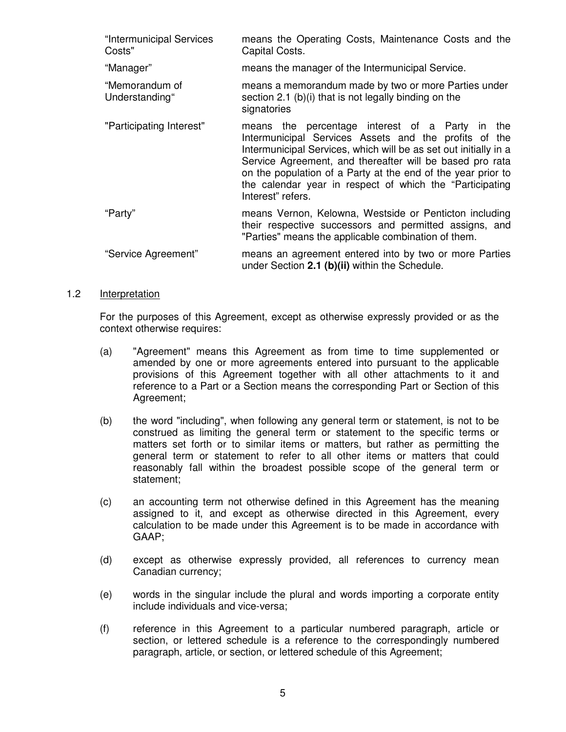| | |
|---|---|
| "Intermunicipal Services Costs" | means the Operating Costs, Maintenance Costs and the Capital Costs. |
| "Manager" | means the manager of the Intermunicipal Service. |
| "Memorandum of Understanding" | means a memorandum made by two or more Parties under section 2.1 (b)(i) that is not legally binding on the signatories |
| "Participating Interest" | means the percentage interest of a Party in the Intermunicipal Services Assets and the profits of the Intermunicipal Services, which will be as set out initially in a Service Agreement, and thereafter will be based pro rata on the population of a Party at the end of the year prior to the calendar year in respect of which the "Participating Interest" refers. |
| "Party" | means Vernon, Kelowna, Westside or Penticton including their respective successors and permitted assigns, and "Parties" means the applicable combination of them. |
| "Service Agreement" | means an agreement entered into by two or more Parties under Section **2.1 (b)(ii)** within the Schedule. |

1.2 Interpretation

For the purposes of this Agreement, except as otherwise expressly provided or as the context otherwise requires:

(a) "Agreement" means this Agreement as from time to time supplemented or amended by one or more agreements entered into pursuant to the applicable provisions of this Agreement together with all other attachments to it and reference to a Part or a Section means the corresponding Part or Section of this Agreement;

(b) the word "including", when following any general term or statement, is not to be construed as limiting the general term or statement to the specific terms or matters set forth or to similar items or matters, but rather as permitting the general term or statement to refer to all other items or matters that could reasonably fall within the broadest possible scope of the general term or statement;

(c) an accounting term not otherwise defined in this Agreement has the meaning assigned to it, and except as otherwise directed in this Agreement, every calculation to be made under this Agreement is to be made in accordance with GAAP;

(d) except as otherwise expressly provided, all references to currency mean Canadian currency;

(e) words in the singular include the plural and words importing a corporate entity include individuals and vice-versa;

(f) reference in this Agreement to a particular numbered paragraph, article or section, or lettered schedule is a reference to the correspondingly numbered paragraph, article, or section, or lettered schedule of this Agreement;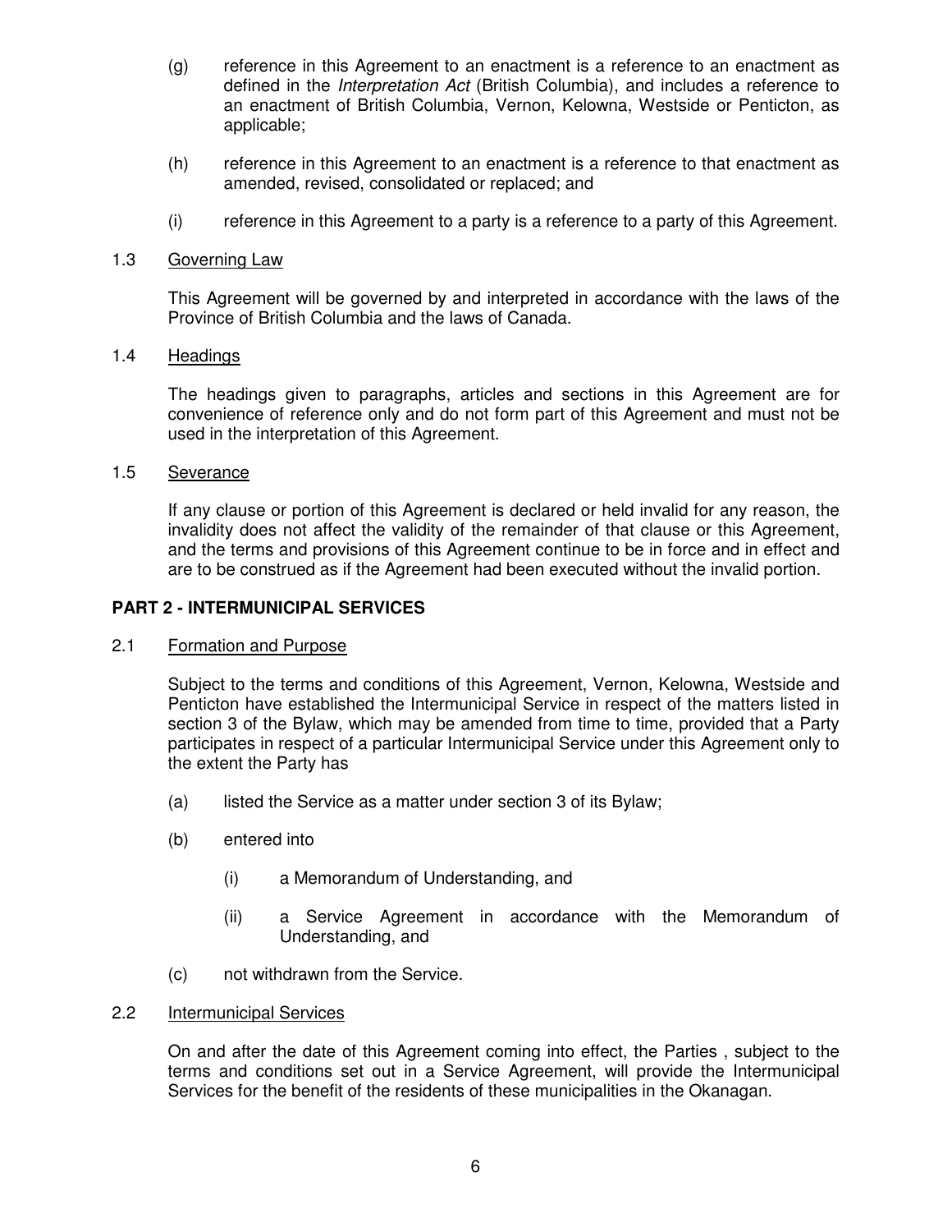(g) reference in this Agreement to an enactment is a reference to an enactment as defined in the *Interpretation Act* (British Columbia), and includes a reference to an enactment of British Columbia, Vernon, Kelowna, Westside or Penticton, as applicable;

(h) reference in this Agreement to an enactment is a reference to that enactment as amended, revised, consolidated or replaced; and

(i) reference in this Agreement to a party is a reference to a party of this Agreement.

1.3 <u>Governing Law</u>

This Agreement will be governed by and interpreted in accordance with the laws of the Province of British Columbia and the laws of Canada.

1.4 <u>Headings</u>

The headings given to paragraphs, articles and sections in this Agreement are for convenience of reference only and do not form part of this Agreement and must not be used in the interpretation of this Agreement.

1.5 <u>Severance</u>

If any clause or portion of this Agreement is declared or held invalid for any reason, the invalidity does not affect the validity of the remainder of that clause or this Agreement, and the terms and provisions of this Agreement continue to be in force and in effect and are to be construed as if the Agreement had been executed without the invalid portion.

## PART 2 - INTERMUNICIPAL SERVICES

2.1 <u>Formation and Purpose</u>

Subject to the terms and conditions of this Agreement, Vernon, Kelowna, Westside and Penticton have established the Intermunicipal Service in respect of the matters listed in section 3 of the Bylaw, which may be amended from time to time, provided that a Party participates in respect of a particular Intermunicipal Service under this Agreement only to the extent the Party has

(a) listed the Service as a matter under section 3 of its Bylaw;

(b) entered into

(i) a Memorandum of Understanding, and

(ii) a Service Agreement in accordance with the Memorandum of Understanding, and

(c) not withdrawn from the Service.

2.2 <u>Intermunicipal Services</u>

On and after the date of this Agreement coming into effect, the Parties , subject to the terms and conditions set out in a Service Agreement, will provide the Intermunicipal Services for the benefit of the residents of these municipalities in the Okanagan.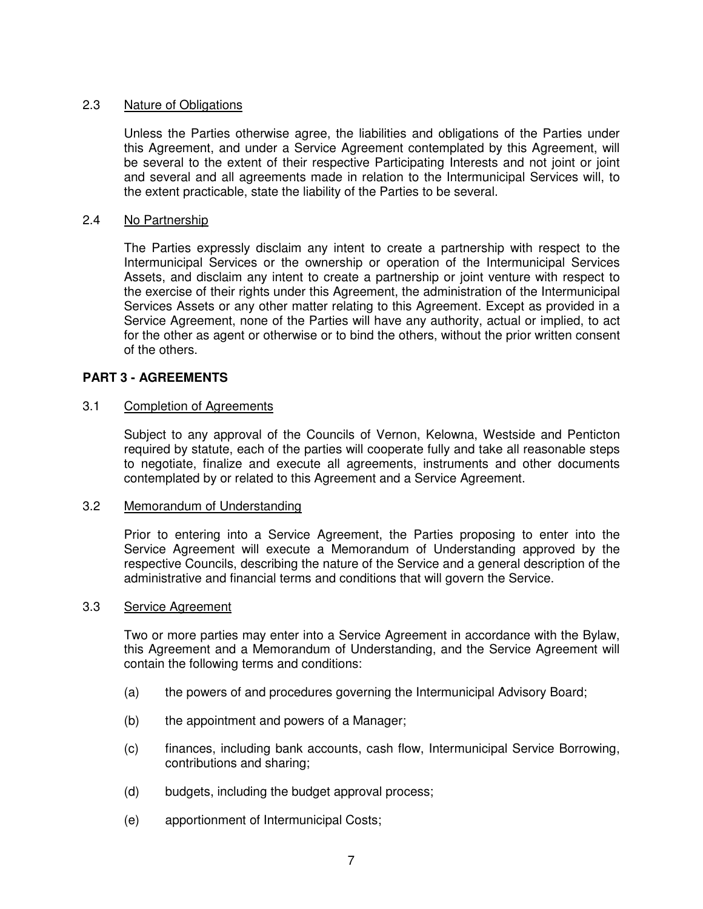### 2.3 Nature of Obligations

Unless the Parties otherwise agree, the liabilities and obligations of the Parties under this Agreement, and under a Service Agreement contemplated by this Agreement, will be several to the extent of their respective Participating Interests and not joint or joint and several and all agreements made in relation to the Intermunicipal Services will, to the extent practicable, state the liability of the Parties to be several.

### 2.4 No Partnership

The Parties expressly disclaim any intent to create a partnership with respect to the Intermunicipal Services or the ownership or operation of the Intermunicipal Services Assets, and disclaim any intent to create a partnership or joint venture with respect to the exercise of their rights under this Agreement, the administration of the Intermunicipal Services Assets or any other matter relating to this Agreement. Except as provided in a Service Agreement, none of the Parties will have any authority, actual or implied, to act for the other as agent or otherwise or to bind the others, without the prior written consent of the others.

## PART 3 - AGREEMENTS

### 3.1 Completion of Agreements

Subject to any approval of the Councils of Vernon, Kelowna, Westside and Penticton required by statute, each of the parties will cooperate fully and take all reasonable steps to negotiate, finalize and execute all agreements, instruments and other documents contemplated by or related to this Agreement and a Service Agreement.

### 3.2 Memorandum of Understanding

Prior to entering into a Service Agreement, the Parties proposing to enter into the Service Agreement will execute a Memorandum of Understanding approved by the respective Councils, describing the nature of the Service and a general description of the administrative and financial terms and conditions that will govern the Service.

### 3.3 Service Agreement

Two or more parties may enter into a Service Agreement in accordance with the Bylaw, this Agreement and a Memorandum of Understanding, and the Service Agreement will contain the following terms and conditions:

(a) the powers of and procedures governing the Intermunicipal Advisory Board;

(b) the appointment and powers of a Manager;

(c) finances, including bank accounts, cash flow, Intermunicipal Service Borrowing, contributions and sharing;

(d) budgets, including the budget approval process;

(e) apportionment of Intermunicipal Costs;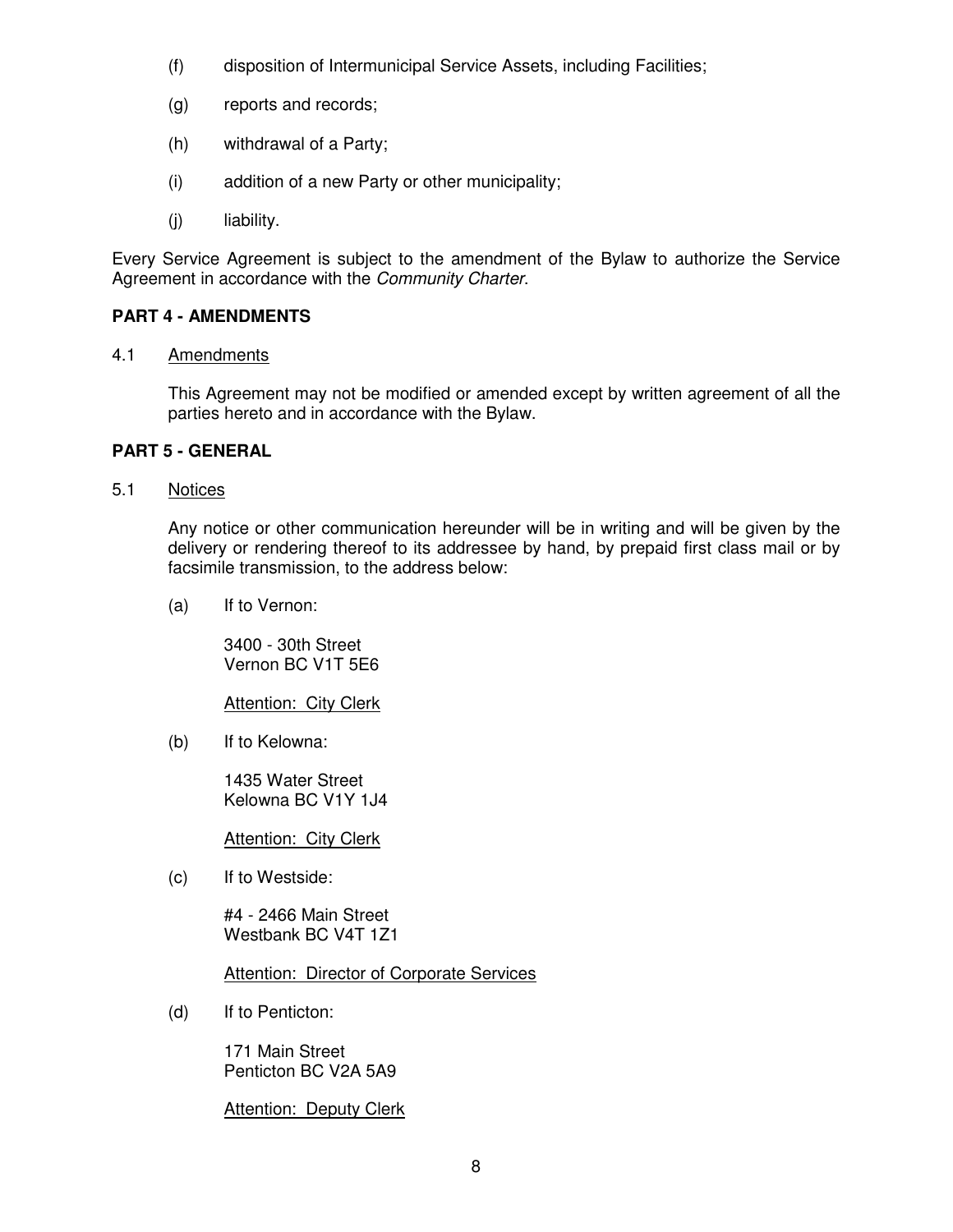(f) disposition of Intermunicipal Service Assets, including Facilities;

(g) reports and records;

(h) withdrawal of a Party;

(i) addition of a new Party or other municipality;

(j) liability.

Every Service Agreement is subject to the amendment of the Bylaw to authorize the Service Agreement in accordance with the *Community Charter*.

## PART 4 - AMENDMENTS

4.1 Amendments

This Agreement may not be modified or amended except by written agreement of all the parties hereto and in accordance with the Bylaw.

## PART 5 - GENERAL

5.1 Notices

Any notice or other communication hereunder will be in writing and will be given by the delivery or rendering thereof to its addressee by hand, by prepaid first class mail or by facsimile transmission, to the address below:

(a) If to Vernon:

3400 - 30th Street
Vernon BC V1T 5E6

Attention: City Clerk

(b) If to Kelowna:

1435 Water Street
Kelowna BC V1Y 1J4

Attention: City Clerk

(c) If to Westside:

#4 - 2466 Main Street
Westbank BC V4T 1Z1

Attention: Director of Corporate Services

(d) If to Penticton:

171 Main Street
Penticton BC V2A 5A9

Attention: Deputy Clerk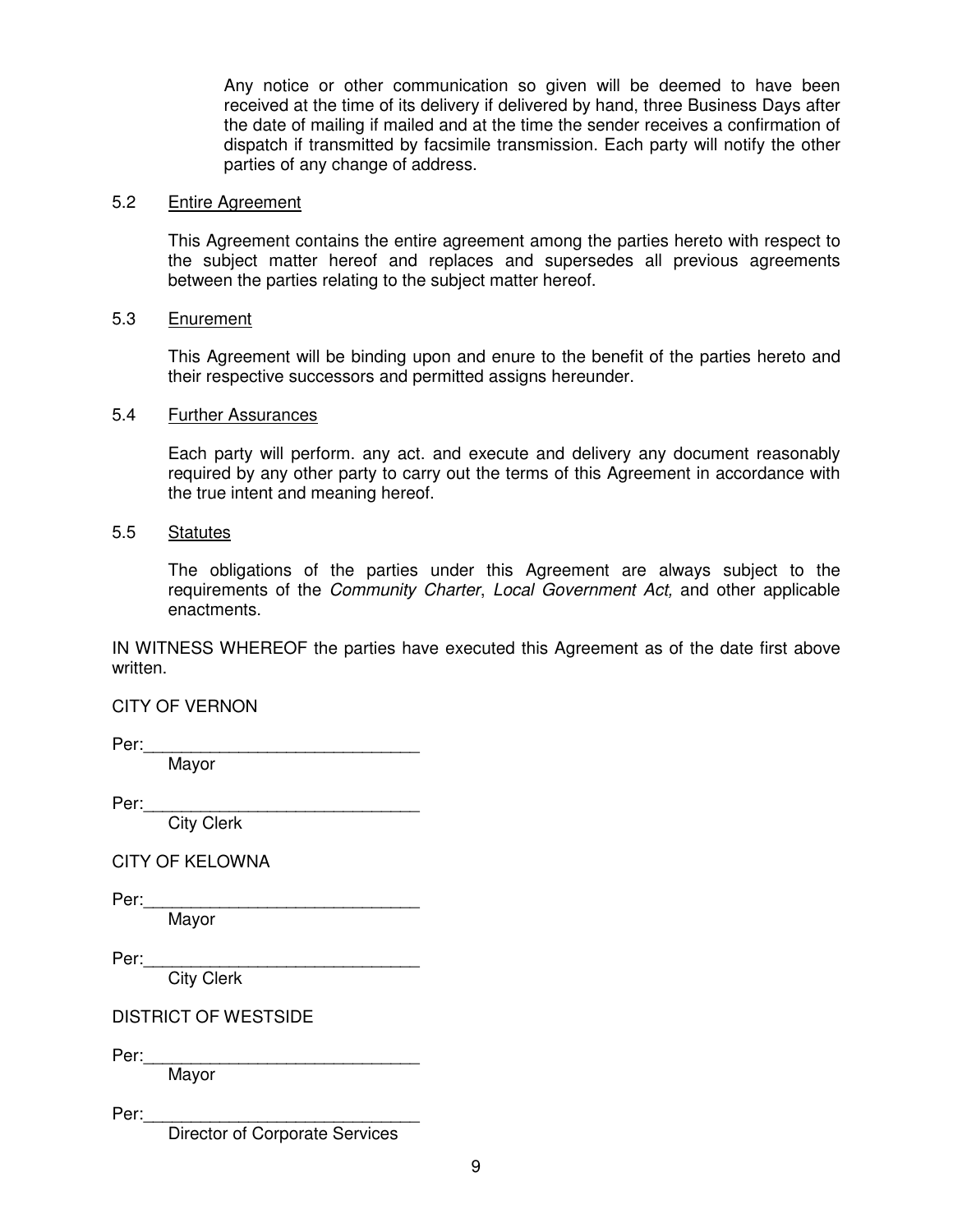Any notice or other communication so given will be deemed to have been received at the time of its delivery if delivered by hand, three Business Days after the date of mailing if mailed and at the time the sender receives a confirmation of dispatch if transmitted by facsimile transmission. Each party will notify the other parties of any change of address.

5.2 Entire Agreement

This Agreement contains the entire agreement among the parties hereto with respect to the subject matter hereof and replaces and supersedes all previous agreements between the parties relating to the subject matter hereof.

5.3 Enurement

This Agreement will be binding upon and enure to the benefit of the parties hereto and their respective successors and permitted assigns hereunder.

5.4 Further Assurances

Each party will perform. any act. and execute and delivery any document reasonably required by any other party to carry out the terms of this Agreement in accordance with the true intent and meaning hereof.

5.5 Statutes

The obligations of the parties under this Agreement are always subject to the requirements of the *Community Charter*, *Local Government Act,* and other applicable enactments.

IN WITNESS WHEREOF the parties have executed this Agreement as of the date first above written.

CITY OF VERNON

Per:______________________________
Mayor

Per:______________________________
City Clerk

CITY OF KELOWNA

Per:______________________________
Mayor

Per:______________________________
City Clerk

DISTRICT OF WESTSIDE

Per:______________________________
Mayor

Per:______________________________
Director of Corporate Services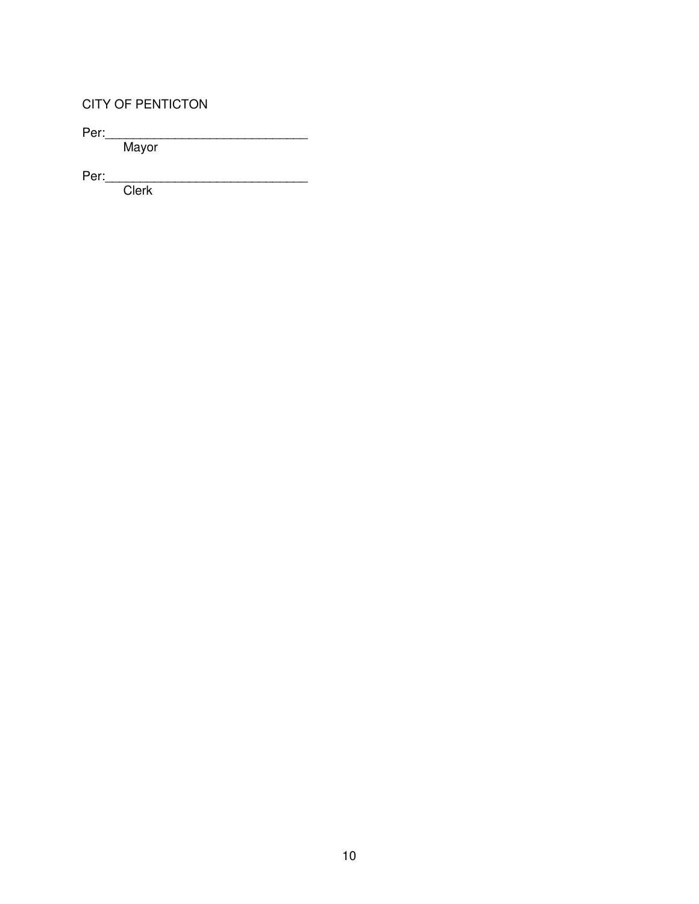CITY OF PENTICTON

Per:______________________________
Mayor

Per:______________________________
Clerk